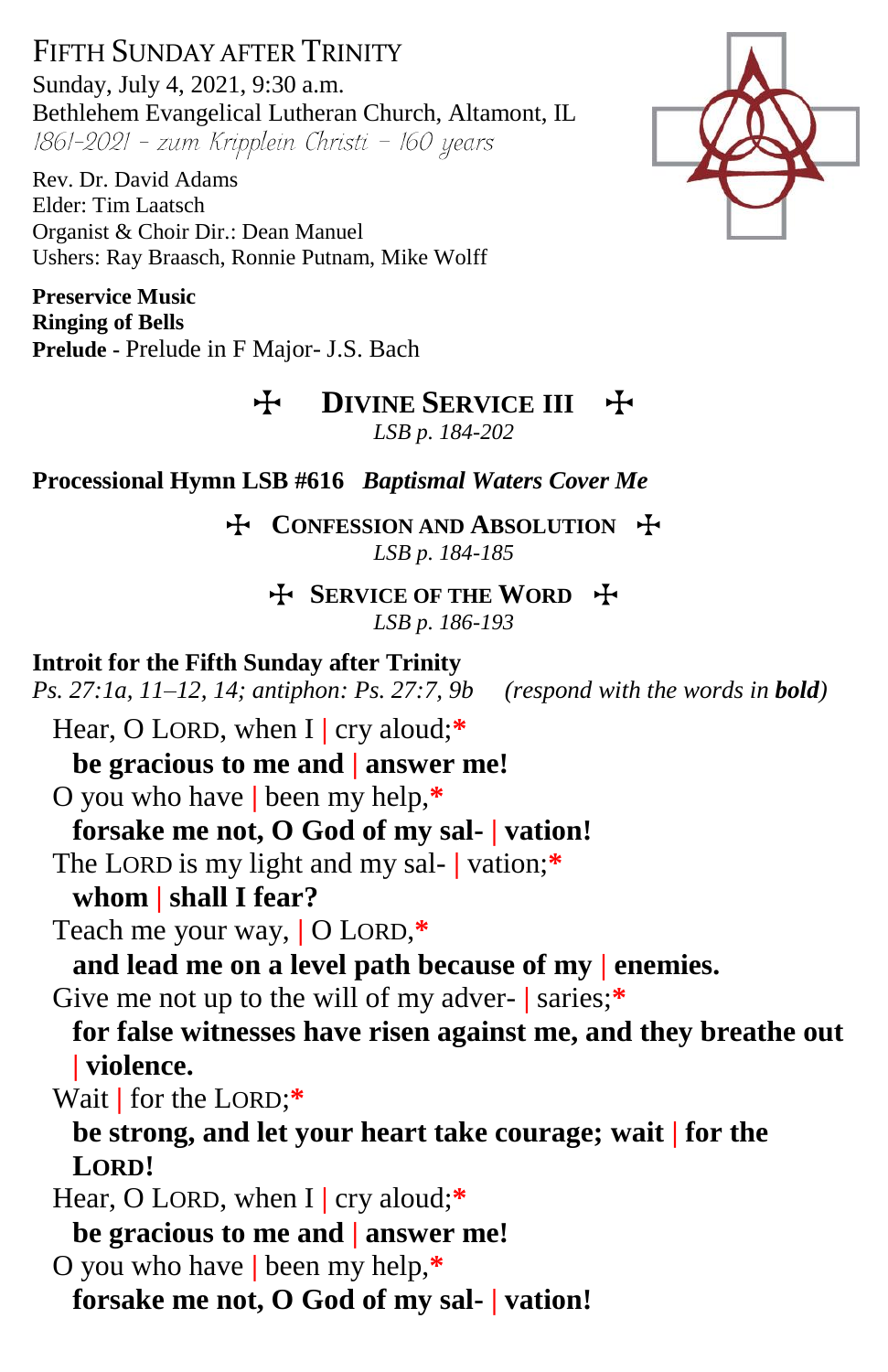# Fifth Sunday after Trinity

Sunday, July 4, 2021, 9:30 a.m.
Bethlehem Evangelical Lutheran Church, Altamont, IL
*1861-2021 – zum Kripplein Christi – 160 years*

Rev. Dr. David Adams
Elder: Tim Laatsch
Organist & Choir Dir.: Dean Manuel
Ushers: Ray Braasch, Ronnie Putnam, Mike Wolff

**Preservice Music**
**Ringing of Bells**
**Prelude** - Prelude in F Major- J.S. Bach

## ☩ Divine Service III ☩

*LSB p. 184-202*

**Processional Hymn LSB #616** ***Baptismal Waters Cover Me***

## ☩ Confession and Absolution ☩

*LSB p. 184-185*

## ☩ Service of the Word ☩

*LSB p. 186-193*

**Introit for the Fifth Sunday after Trinity**
*Ps. 27:1a, 11–12, 14; antiphon: Ps. 27:7, 9b (respond with the words in* ***bold****)*

Hear, O LORD, when I | cry aloud;*
**be gracious to me and | answer me!**
O you who have | been my help,*
**forsake me not, O God of my sal- | vation!**
The LORD is my light and my sal- | vation;*
**whom | shall I fear?**
Teach me your way, | O LORD,*
**and lead me on a level path because of my | enemies.**
Give me not up to the will of my adver- | saries;*
**for false witnesses have risen against me, and they breathe out | violence.**
Wait | for the LORD;*
**be strong, and let your heart take courage; wait | for the LORD!**
Hear, O LORD, when I | cry aloud;*
**be gracious to me and | answer me!**
O you who have | been my help,*
**forsake me not, O God of my sal- | vation!**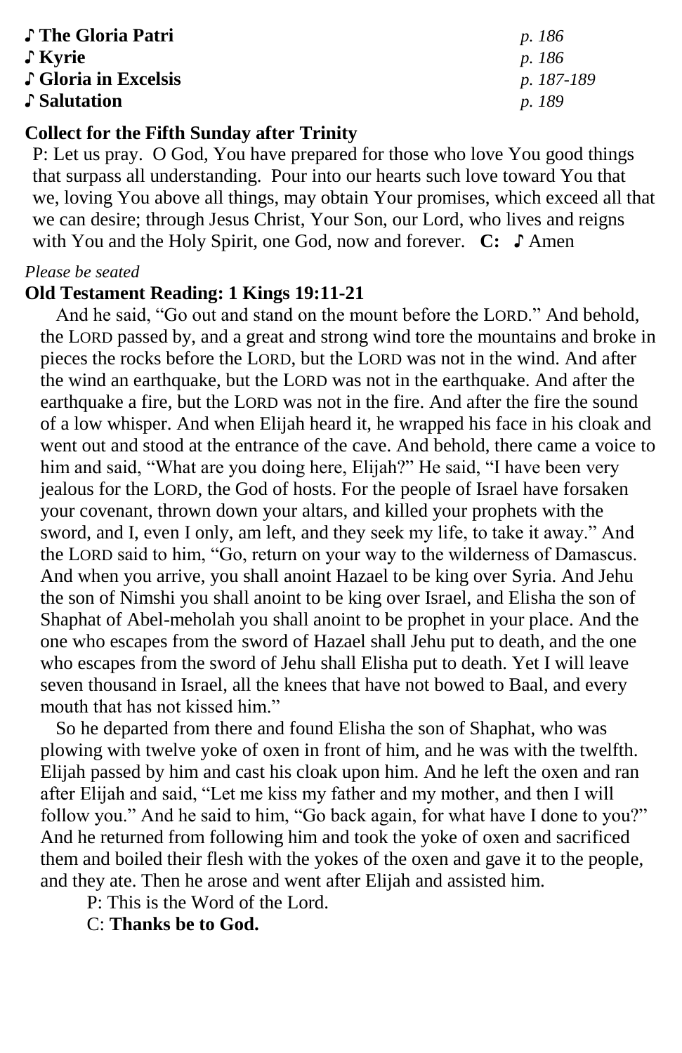♪ **The Gloria Patri** *p. 186*
♪ **Kyrie** *p. 186*
♪ **Gloria in Excelsis** *p. 187-189*
♪ **Salutation** *p. 189*

**Collect for the Fifth Sunday after Trinity**

P: Let us pray. O God, You have prepared for those who love You good things that surpass all understanding. Pour into our hearts such love toward You that we, loving You above all things, may obtain Your promises, which exceed all that we can desire; through Jesus Christ, Your Son, our Lord, who lives and reigns with You and the Holy Spirit, one God, now and forever. **C:** ♪ Amen

*Please be seated*

**Old Testament Reading: 1 Kings 19:11-21**

And he said, "Go out and stand on the mount before the LORD." And behold, the LORD passed by, and a great and strong wind tore the mountains and broke in pieces the rocks before the LORD, but the LORD was not in the wind. And after the wind an earthquake, but the LORD was not in the earthquake. And after the earthquake a fire, but the LORD was not in the fire. And after the fire the sound of a low whisper. And when Elijah heard it, he wrapped his face in his cloak and went out and stood at the entrance of the cave. And behold, there came a voice to him and said, "What are you doing here, Elijah?" He said, "I have been very jealous for the LORD, the God of hosts. For the people of Israel have forsaken your covenant, thrown down your altars, and killed your prophets with the sword, and I, even I only, am left, and they seek my life, to take it away." And the LORD said to him, "Go, return on your way to the wilderness of Damascus. And when you arrive, you shall anoint Hazael to be king over Syria. And Jehu the son of Nimshi you shall anoint to be king over Israel, and Elisha the son of Shaphat of Abel-meholah you shall anoint to be prophet in your place. And the one who escapes from the sword of Hazael shall Jehu put to death, and the one who escapes from the sword of Jehu shall Elisha put to death. Yet I will leave seven thousand in Israel, all the knees that have not bowed to Baal, and every mouth that has not kissed him."

So he departed from there and found Elisha the son of Shaphat, who was plowing with twelve yoke of oxen in front of him, and he was with the twelfth. Elijah passed by him and cast his cloak upon him. And he left the oxen and ran after Elijah and said, "Let me kiss my father and my mother, and then I will follow you." And he said to him, "Go back again, for what have I done to you?" And he returned from following him and took the yoke of oxen and sacrificed them and boiled their flesh with the yokes of the oxen and gave it to the people, and they ate. Then he arose and went after Elijah and assisted him.

P: This is the Word of the Lord.
C: **Thanks be to God.**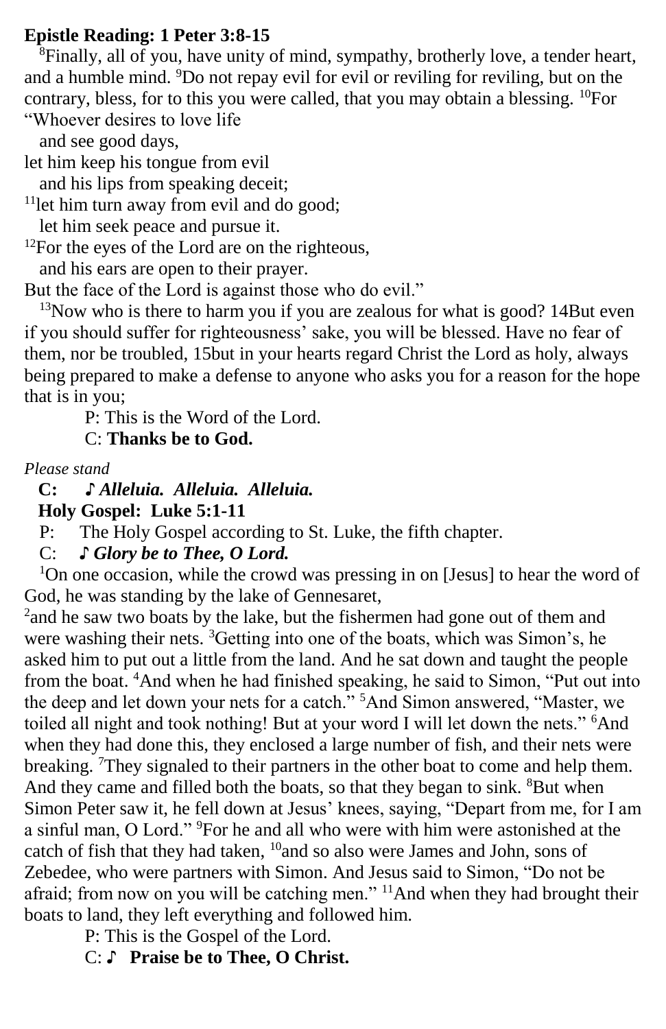**Epistle Reading: 1 Peter 3:8-15**

[8]Finally, all of you, have unity of mind, sympathy, brotherly love, a tender heart, and a humble mind. [9]Do not repay evil for evil or reviling for reviling, but on the contrary, bless, for to this you were called, that you may obtain a blessing. [10]For "Whoever desires to love life
and see good days,
let him keep his tongue from evil
and his lips from speaking deceit;
[11]let him turn away from evil and do good;
let him seek peace and pursue it.
[12]For the eyes of the Lord are on the righteous,
and his ears are open to their prayer.
But the face of the Lord is against those who do evil."

[13]Now who is there to harm you if you are zealous for what is good? 14But even if you should suffer for righteousness' sake, you will be blessed. Have no fear of them, nor be troubled, 15but in your hearts regard Christ the Lord as holy, always being prepared to make a defense to anyone who asks you for a reason for the hope that is in you;

P: This is the Word of the Lord.
C: **Thanks be to God.**

*Please stand*

**C: ♪ *Alleluia. Alleluia. Alleluia.***

**Holy Gospel: Luke 5:1-11**

P: The Holy Gospel according to St. Luke, the fifth chapter.
C: ***♪ Glory be to Thee, O Lord.***

[1]On one occasion, while the crowd was pressing in on [Jesus] to hear the word of God, he was standing by the lake of Gennesaret,
[2]and he saw two boats by the lake, but the fishermen had gone out of them and were washing their nets. [3]Getting into one of the boats, which was Simon's, he asked him to put out a little from the land. And he sat down and taught the people from the boat. [4]And when he had finished speaking, he said to Simon, "Put out into the deep and let down your nets for a catch." [5]And Simon answered, "Master, we toiled all night and took nothing! But at your word I will let down the nets." [6]And when they had done this, they enclosed a large number of fish, and their nets were breaking. [7]They signaled to their partners in the other boat to come and help them. And they came and filled both the boats, so that they began to sink. [8]But when Simon Peter saw it, he fell down at Jesus' knees, saying, "Depart from me, for I am a sinful man, O Lord." [9]For he and all who were with him were astonished at the catch of fish that they had taken, [10]and so also were James and John, sons of Zebedee, who were partners with Simon. And Jesus said to Simon, "Do not be afraid; from now on you will be catching men." [11]And when they had brought their boats to land, they left everything and followed him.

P: This is the Gospel of the Lord.
C: ♪ **Praise be to Thee, O Christ.**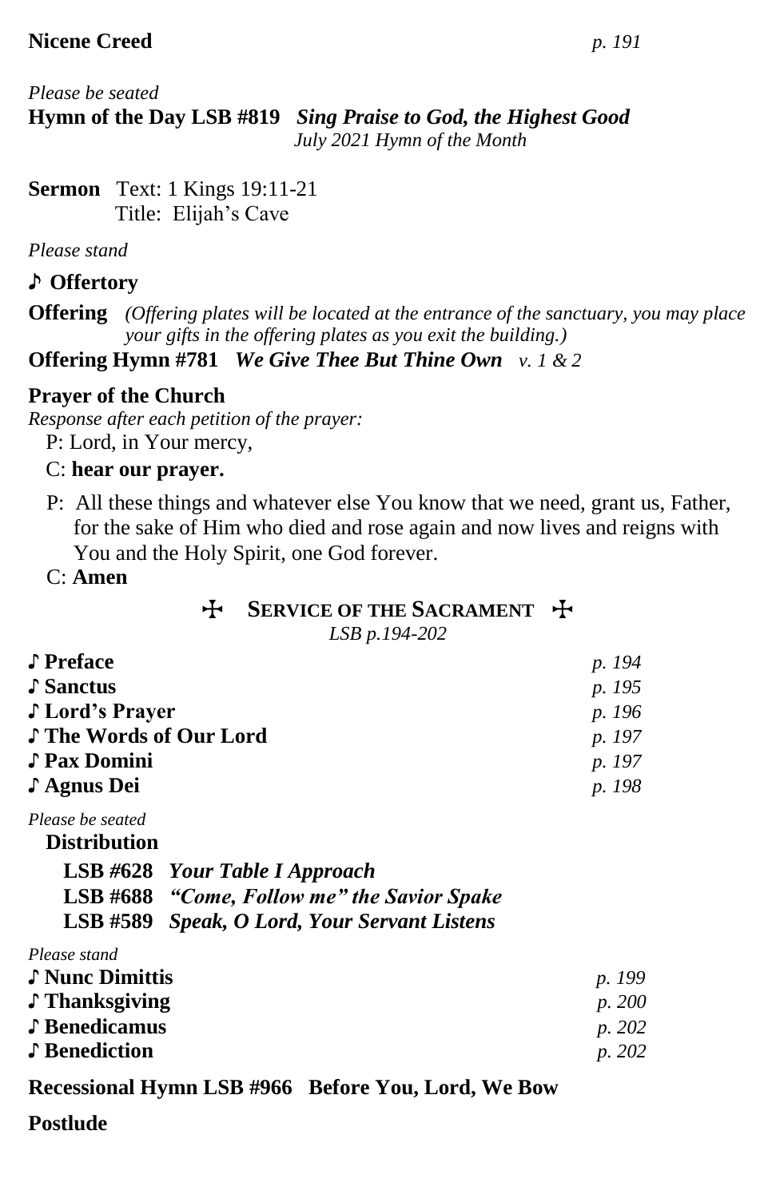**Nicene Creed** *p. 191*

*Please be seated*

**Hymn of the Day LSB #819** ***Sing Praise to God, the Highest Good***
*July 2021 Hymn of the Month*

**Sermon** Text: 1 Kings 19:11-21
Title: Elijah's Cave

*Please stand*

**♪ Offertory**

**Offering** *(Offering plates will be located at the entrance of the sanctuary, you may place your gifts in the offering plates as you exit the building.)*

**Offering Hymn #781** ***We Give Thee But Thine Own*** *v. 1 & 2*

**Prayer of the Church**

*Response after each petition of the prayer:*

P: Lord, in Your mercy,

C: **hear our prayer.**

P: All these things and whatever else You know that we need, grant us, Father, for the sake of Him who died and rose again and now lives and reigns with You and the Holy Spirit, one God forever.

C: **Amen**

## ☩ SERVICE OF THE SACRAMENT ☩

*LSB p.194-202*

**♪ Preface** *p. 194*
**♪ Sanctus** *p. 195*
**♪ Lord's Prayer** *p. 196*
**♪ The Words of Our Lord** *p. 197*
**♪ Pax Domini** *p. 197*
**♪ Agnus Dei** *p. 198*

*Please be seated*

**Distribution**

**LSB #628** ***Your Table I Approach***
**LSB #688** ***"Come, Follow me" the Savior Spake***
**LSB #589** ***Speak, O Lord, Your Servant Listens***

*Please stand*

**♪ Nunc Dimittis** *p. 199*
**♪ Thanksgiving** *p. 200*
**♪ Benedicamus** *p. 202*
**♪ Benediction** *p. 202*

**Recessional Hymn LSB #966 Before You, Lord, We Bow**

**Postlude**